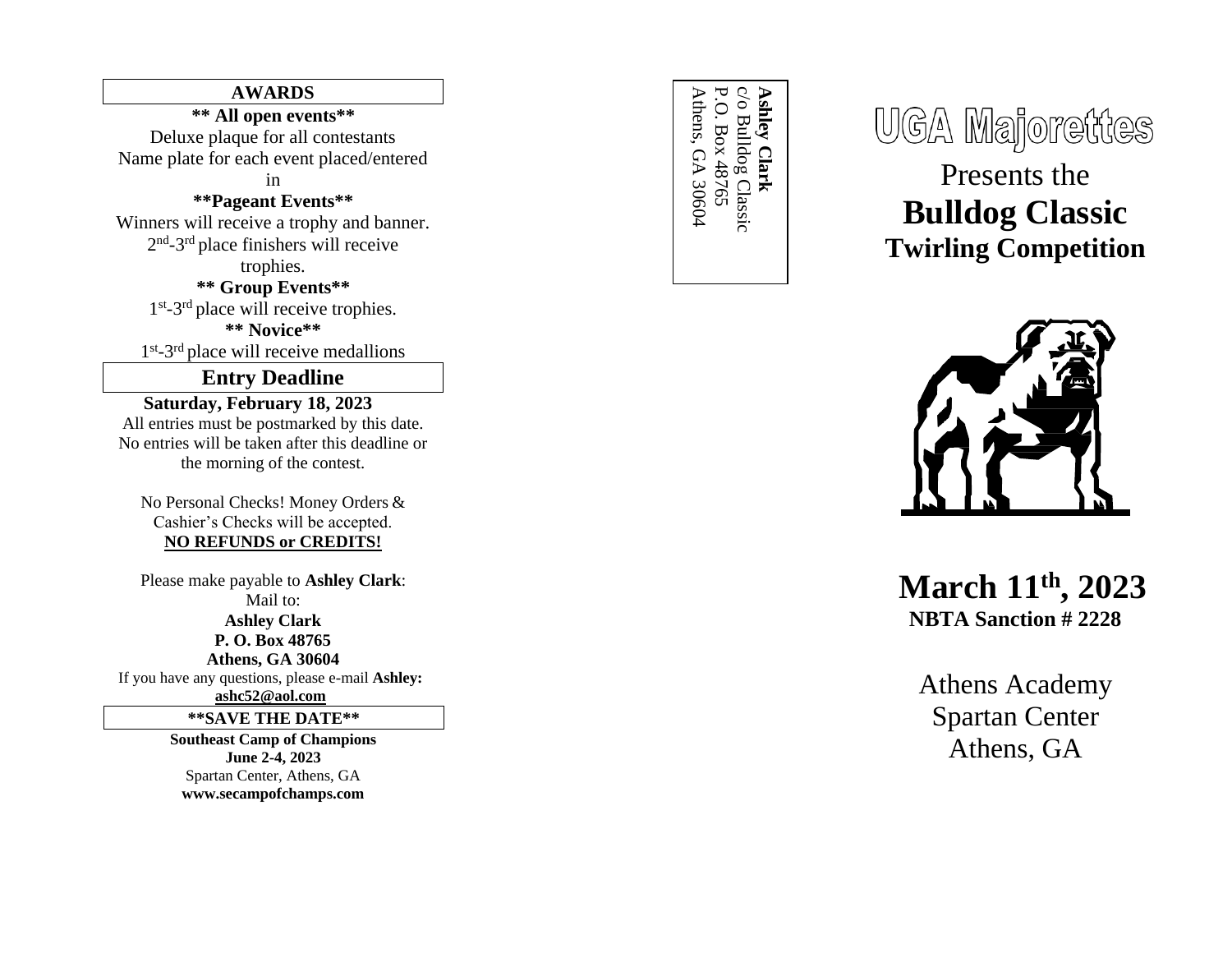## AWARDS

**** All open events****

Deluxe plaque for all contestants
Name plate for each event placed/entered in

****Pageant Events****

Winners will receive a trophy and banner.
2nd-3rd place finishers will receive trophies.

**** Group Events****

1st-3rd place will receive trophies.

**** Novice****

1st-3rd place will receive medallions

## Entry Deadline

**Saturday, February 18, 2023**

All entries must be postmarked by this date.
No entries will be taken after this deadline or the morning of the contest.

No Personal Checks! Money Orders & Cashier's Checks will be accepted.
**NO REFUNDS or CREDITS!**

Please make payable to **Ashley Clark**:
Mail to:
**Ashley Clark**
**P. O. Box 48765**
**Athens, GA 30604**

If you have any questions, please e-mail **Ashley:** **ashc52@aol.com**

## **SAVE THE DATE**

**Southeast Camp of Champions**
**June 2-4, 2023**
Spartan Center, Athens, GA
**www.secampofchamps.com**

**Ashley Clark**
c/o Bulldog Classic
P.O. Box 48765
Athens, GA 30604

# UGA Majorettes

Presents the

# Bulldog Classic

## Twirling Competition

# March 11th, 2023

**NBTA Sanction # 2228**

Athens Academy
Spartan Center
Athens, GA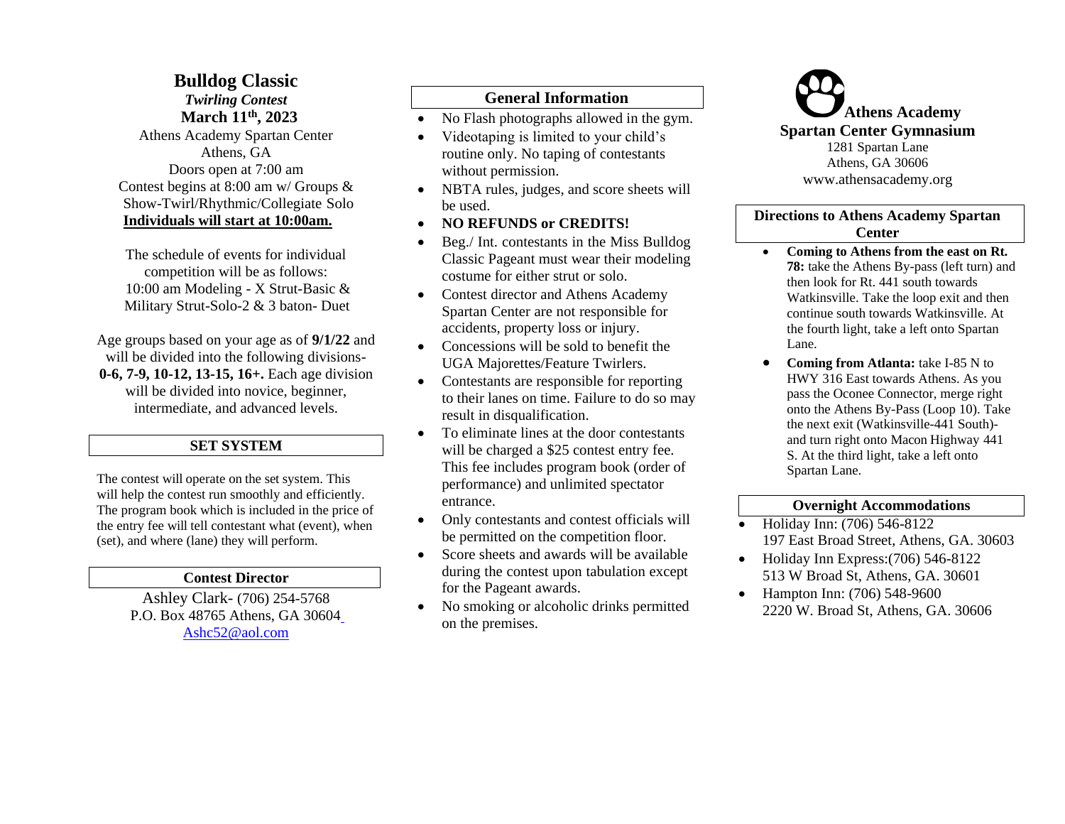# Bulldog Classic

***Twirling Contest***

**March 11th, 2023**

Athens Academy Spartan Center
Athens, GA
Doors open at 7:00 am
Contest begins at 8:00 am w/ Groups & Show-Twirl/Rhythmic/Collegiate Solo
**Individuals will start at 10:00am.**

The schedule of events for individual competition will be as follows:
10:00 am Modeling - X Strut-Basic & Military Strut-Solo-2 & 3 baton- Duet

Age groups based on your age as of **9/1/22** and will be divided into the following divisions- **0-6, 7-9, 10-12, 13-15, 16+.** Each age division will be divided into novice, beginner, intermediate, and advanced levels.

## SET SYSTEM

The contest will operate on the set system. This will help the contest run smoothly and efficiently. The program book which is included in the price of the entry fee will tell contestant what (event), when (set), and where (lane) they will perform.

## Contest Director

Ashley Clark- (706) 254-5768
P.O. Box 48765 Athens, GA 30604
Ashc52@aol.com

## General Information

- No Flash photographs allowed in the gym.
- Videotaping is limited to your child's routine only. No taping of contestants without permission.
- NBTA rules, judges, and score sheets will be used.
- **NO REFUNDS or CREDITS!**
- Beg./ Int. contestants in the Miss Bulldog Classic Pageant must wear their modeling costume for either strut or solo.
- Contest director and Athens Academy Spartan Center are not responsible for accidents, property loss or injury.
- Concessions will be sold to benefit the UGA Majorettes/Feature Twirlers.
- Contestants are responsible for reporting to their lanes on time. Failure to do so may result in disqualification.
- To eliminate lines at the door contestants will be charged a $25 contest entry fee. This fee includes program book (order of performance) and unlimited spectator entrance.
- Only contestants and contest officials will be permitted on the competition floor.
- Score sheets and awards will be available during the contest upon tabulation except for the Pageant awards.
- No smoking or alcoholic drinks permitted on the premises.

**Athens Academy**
**Spartan Center Gymnasium**
1281 Spartan Lane
Athens, GA 30606
www.athensacademy.org

## Directions to Athens Academy Spartan Center

- **Coming to Athens from the east on Rt. 78:** take the Athens By-pass (left turn) and then look for Rt. 441 south towards Watkinsville. Take the loop exit and then continue south towards Watkinsville. At the fourth light, take a left onto Spartan Lane.
- **Coming from Atlanta:** take I-85 N to HWY 316 East towards Athens. As you pass the Oconee Connector, merge right onto the Athens By-Pass (Loop 10). Take the next exit (Watkinsville-441 South)- and turn right onto Macon Highway 441 S. At the third light, take a left onto Spartan Lane.

## Overnight Accommodations

- Holiday Inn: (706) 546-8122
  197 East Broad Street, Athens, GA. 30603
- Holiday Inn Express:(706) 546-8122
  513 W Broad St, Athens, GA. 30601
- Hampton Inn: (706) 548-9600
  2220 W. Broad St, Athens, GA. 30606